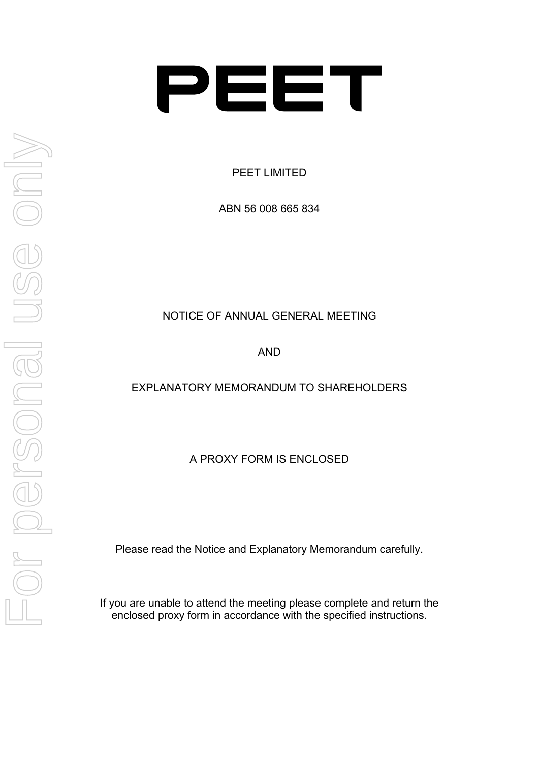# PEET

PEET LIMITED

ABN 56 008 665 834

NOTICE OF ANNUAL GENERAL MEETING

AND

EXPLANATORY MEMORANDUM TO SHAREHOLDERS

A PROXY FORM IS ENCLOSED

Please read the Notice and Explanatory Memorandum carefully.

If you are unable to attend the meeting please complete and return the enclosed proxy form in accordance with the specified instructions.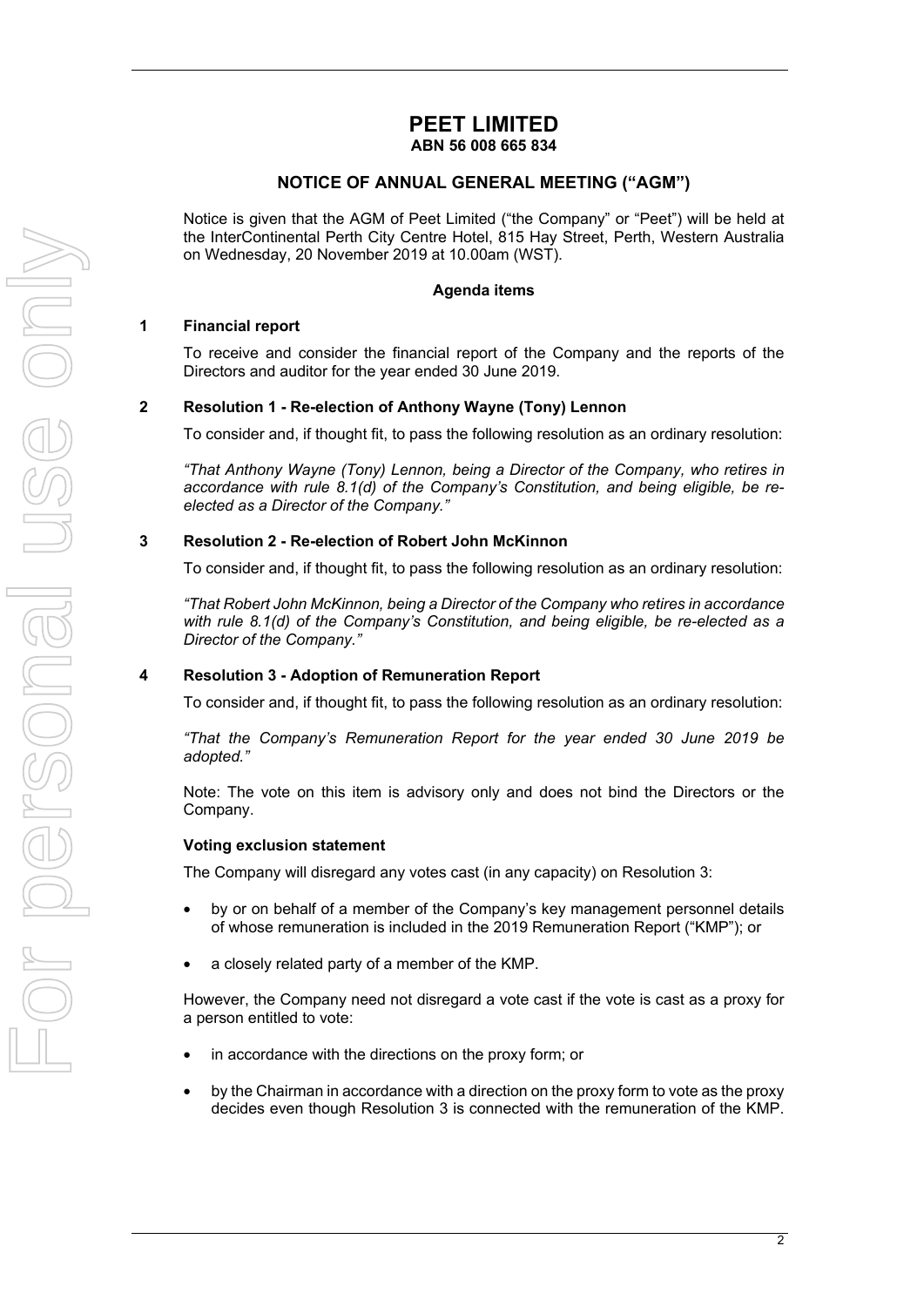# PEET LIMITED

**ABN 56 008 665 834**

## NOTICE OF ANNUAL GENERAL MEETING ("AGM")

Notice is given that the AGM of Peet Limited ("the Company" or "Peet") will be held at the InterContinental Perth City Centre Hotel, 815 Hay Street, Perth, Western Australia on Wednesday, 20 November 2019 at 10.00am (WST).

**Agenda items**

### 1 Financial report

To receive and consider the financial report of the Company and the reports of the Directors and auditor for the year ended 30 June 2019.

### 2 Resolution 1 - Re-election of Anthony Wayne (Tony) Lennon

To consider and, if thought fit, to pass the following resolution as an ordinary resolution:

*"That Anthony Wayne (Tony) Lennon, being a Director of the Company, who retires in accordance with rule 8.1(d) of the Company's Constitution, and being eligible, be re-elected as a Director of the Company."*

### 3 Resolution 2 - Re-election of Robert John McKinnon

To consider and, if thought fit, to pass the following resolution as an ordinary resolution:

*"That Robert John McKinnon, being a Director of the Company who retires in accordance with rule 8.1(d) of the Company's Constitution, and being eligible, be re-elected as a Director of the Company."*

### 4 Resolution 3 - Adoption of Remuneration Report

To consider and, if thought fit, to pass the following resolution as an ordinary resolution:

*"That the Company's Remuneration Report for the year ended 30 June 2019 be adopted."*

Note: The vote on this item is advisory only and does not bind the Directors or the Company.

**Voting exclusion statement**

The Company will disregard any votes cast (in any capacity) on Resolution 3:

- by or on behalf of a member of the Company's key management personnel details of whose remuneration is included in the 2019 Remuneration Report ("KMP"); or
- a closely related party of a member of the KMP.

However, the Company need not disregard a vote cast if the vote is cast as a proxy for a person entitled to vote:

- in accordance with the directions on the proxy form; or
- by the Chairman in accordance with a direction on the proxy form to vote as the proxy decides even though Resolution 3 is connected with the remuneration of the KMP.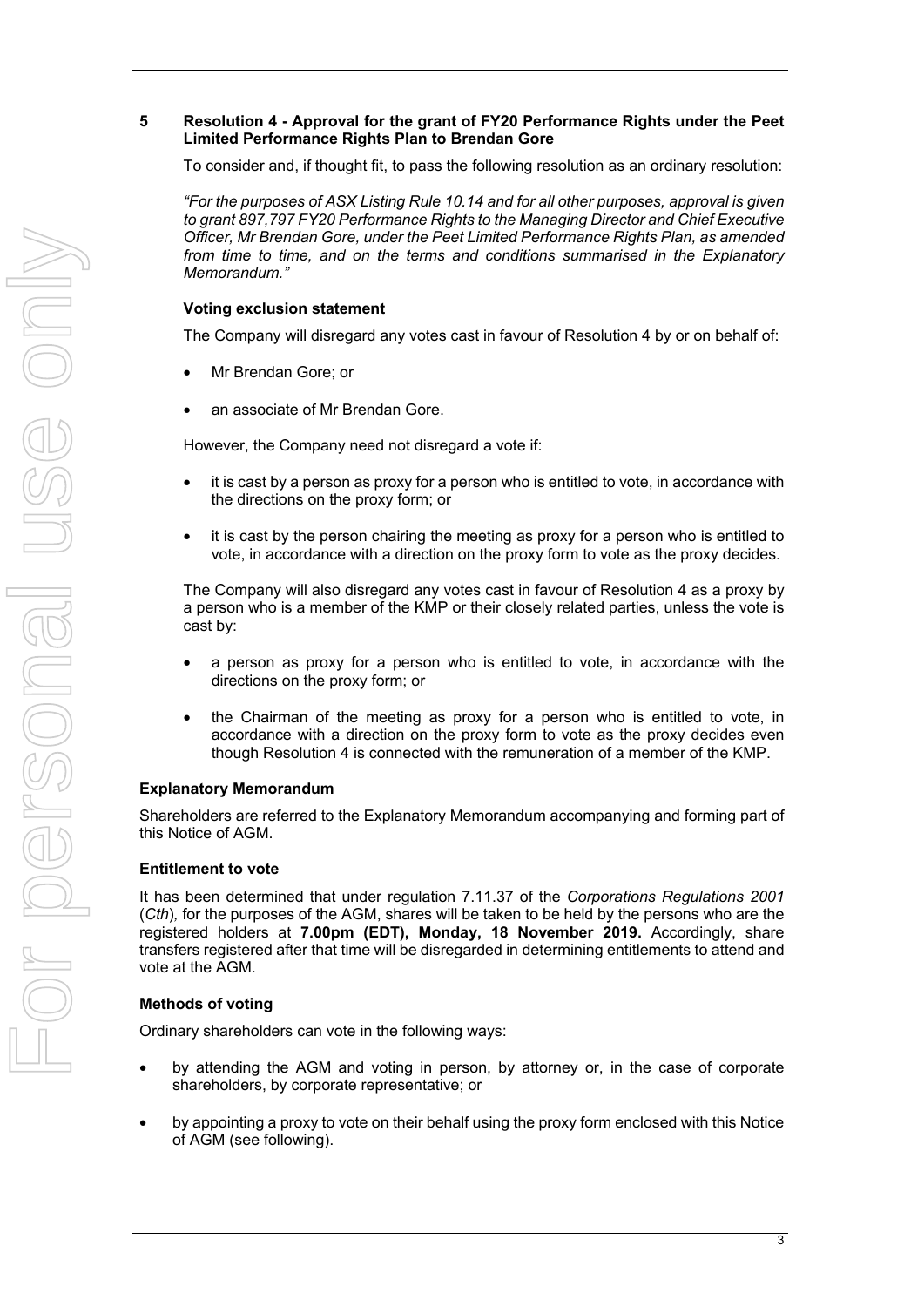## 5 Resolution 4 - Approval for the grant of FY20 Performance Rights under the Peet Limited Performance Rights Plan to Brendan Gore

To consider and, if thought fit, to pass the following resolution as an ordinary resolution:

*"For the purposes of ASX Listing Rule 10.14 and for all other purposes, approval is given to grant 897,797 FY20 Performance Rights to the Managing Director and Chief Executive Officer, Mr Brendan Gore, under the Peet Limited Performance Rights Plan, as amended from time to time, and on the terms and conditions summarised in the Explanatory Memorandum."*

**Voting exclusion statement**

The Company will disregard any votes cast in favour of Resolution 4 by or on behalf of:

- Mr Brendan Gore; or
- an associate of Mr Brendan Gore.

However, the Company need not disregard a vote if:

- it is cast by a person as proxy for a person who is entitled to vote, in accordance with the directions on the proxy form; or
- it is cast by the person chairing the meeting as proxy for a person who is entitled to vote, in accordance with a direction on the proxy form to vote as the proxy decides.

The Company will also disregard any votes cast in favour of Resolution 4 as a proxy by a person who is a member of the KMP or their closely related parties, unless the vote is cast by:

- a person as proxy for a person who is entitled to vote, in accordance with the directions on the proxy form; or
- the Chairman of the meeting as proxy for a person who is entitled to vote, in accordance with a direction on the proxy form to vote as the proxy decides even though Resolution 4 is connected with the remuneration of a member of the KMP.

### Explanatory Memorandum

Shareholders are referred to the Explanatory Memorandum accompanying and forming part of this Notice of AGM.

### Entitlement to vote

It has been determined that under regulation 7.11.37 of the *Corporations Regulations 2001* (*Cth*)*,* for the purposes of the AGM, shares will be taken to be held by the persons who are the registered holders at **7.00pm (EDT), Monday, 18 November 2019.** Accordingly, share transfers registered after that time will be disregarded in determining entitlements to attend and vote at the AGM.

### Methods of voting

Ordinary shareholders can vote in the following ways:

- by attending the AGM and voting in person, by attorney or, in the case of corporate shareholders, by corporate representative; or
- by appointing a proxy to vote on their behalf using the proxy form enclosed with this Notice of AGM (see following).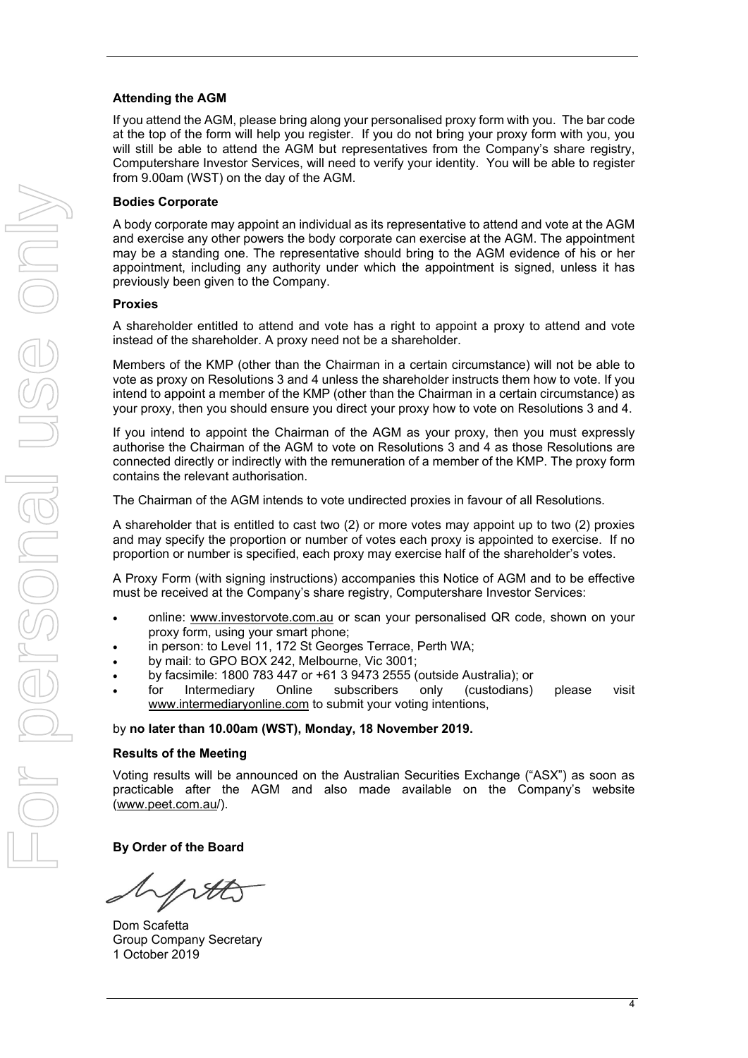### Attending the AGM

If you attend the AGM, please bring along your personalised proxy form with you. The bar code at the top of the form will help you register. If you do not bring your proxy form with you, you will still be able to attend the AGM but representatives from the Company's share registry, Computershare Investor Services, will need to verify your identity. You will be able to register from 9.00am (WST) on the day of the AGM.

### Bodies Corporate

A body corporate may appoint an individual as its representative to attend and vote at the AGM and exercise any other powers the body corporate can exercise at the AGM. The appointment may be a standing one. The representative should bring to the AGM evidence of his or her appointment, including any authority under which the appointment is signed, unless it has previously been given to the Company.

### Proxies

A shareholder entitled to attend and vote has a right to appoint a proxy to attend and vote instead of the shareholder. A proxy need not be a shareholder.

Members of the KMP (other than the Chairman in a certain circumstance) will not be able to vote as proxy on Resolutions 3 and 4 unless the shareholder instructs them how to vote. If you intend to appoint a member of the KMP (other than the Chairman in a certain circumstance) as your proxy, then you should ensure you direct your proxy how to vote on Resolutions 3 and 4.

If you intend to appoint the Chairman of the AGM as your proxy, then you must expressly authorise the Chairman of the AGM to vote on Resolutions 3 and 4 as those Resolutions are connected directly or indirectly with the remuneration of a member of the KMP. The proxy form contains the relevant authorisation.

The Chairman of the AGM intends to vote undirected proxies in favour of all Resolutions.

A shareholder that is entitled to cast two (2) or more votes may appoint up to two (2) proxies and may specify the proportion or number of votes each proxy is appointed to exercise. If no proportion or number is specified, each proxy may exercise half of the shareholder's votes.

A Proxy Form (with signing instructions) accompanies this Notice of AGM and to be effective must be received at the Company's share registry, Computershare Investor Services:

- online: www.investorvote.com.au or scan your personalised QR code, shown on your proxy form, using your smart phone;
- in person: to Level 11, 172 St Georges Terrace, Perth WA;
- by mail: to GPO BOX 242, Melbourne, Vic 3001;
- by facsimile: 1800 783 447 or +61 3 9473 2555 (outside Australia); or
- for Intermediary Online subscribers only (custodians) please visit www.intermediaryonline.com to submit your voting intentions,

by **no later than 10.00am (WST), Monday, 18 November 2019.**

### Results of the Meeting

Voting results will be announced on the Australian Securities Exchange ("ASX") as soon as practicable after the AGM and also made available on the Company's website (www.peet.com.au/).

**By Order of the Board**

Dom Scafetta
Group Company Secretary
1 October 2019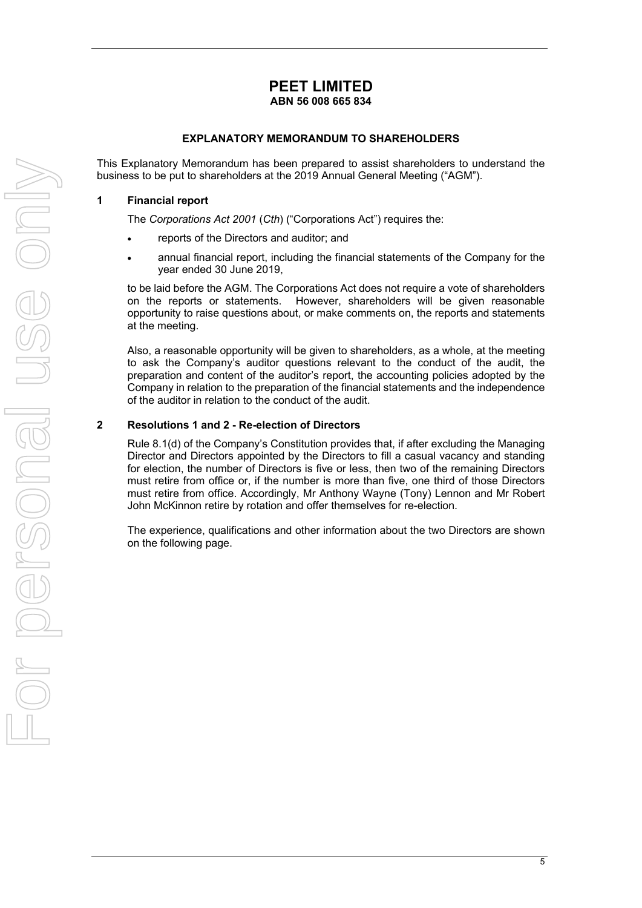# PEET LIMITED

**ABN 56 008 665 834**

## EXPLANATORY MEMORANDUM TO SHAREHOLDERS

This Explanatory Memorandum has been prepared to assist shareholders to understand the business to be put to shareholders at the 2019 Annual General Meeting ("AGM").

### 1 Financial report

The *Corporations Act 2001* (*Cth*) ("Corporations Act") requires the:

- reports of the Directors and auditor; and
- annual financial report, including the financial statements of the Company for the year ended 30 June 2019,

to be laid before the AGM. The Corporations Act does not require a vote of shareholders on the reports or statements. However, shareholders will be given reasonable opportunity to raise questions about, or make comments on, the reports and statements at the meeting.

Also, a reasonable opportunity will be given to shareholders, as a whole, at the meeting to ask the Company's auditor questions relevant to the conduct of the audit, the preparation and content of the auditor's report, the accounting policies adopted by the Company in relation to the preparation of the financial statements and the independence of the auditor in relation to the conduct of the audit.

### 2 Resolutions 1 and 2 - Re-election of Directors

Rule 8.1(d) of the Company's Constitution provides that, if after excluding the Managing Director and Directors appointed by the Directors to fill a casual vacancy and standing for election, the number of Directors is five or less, then two of the remaining Directors must retire from office or, if the number is more than five, one third of those Directors must retire from office. Accordingly, Mr Anthony Wayne (Tony) Lennon and Mr Robert John McKinnon retire by rotation and offer themselves for re-election.

The experience, qualifications and other information about the two Directors are shown on the following page.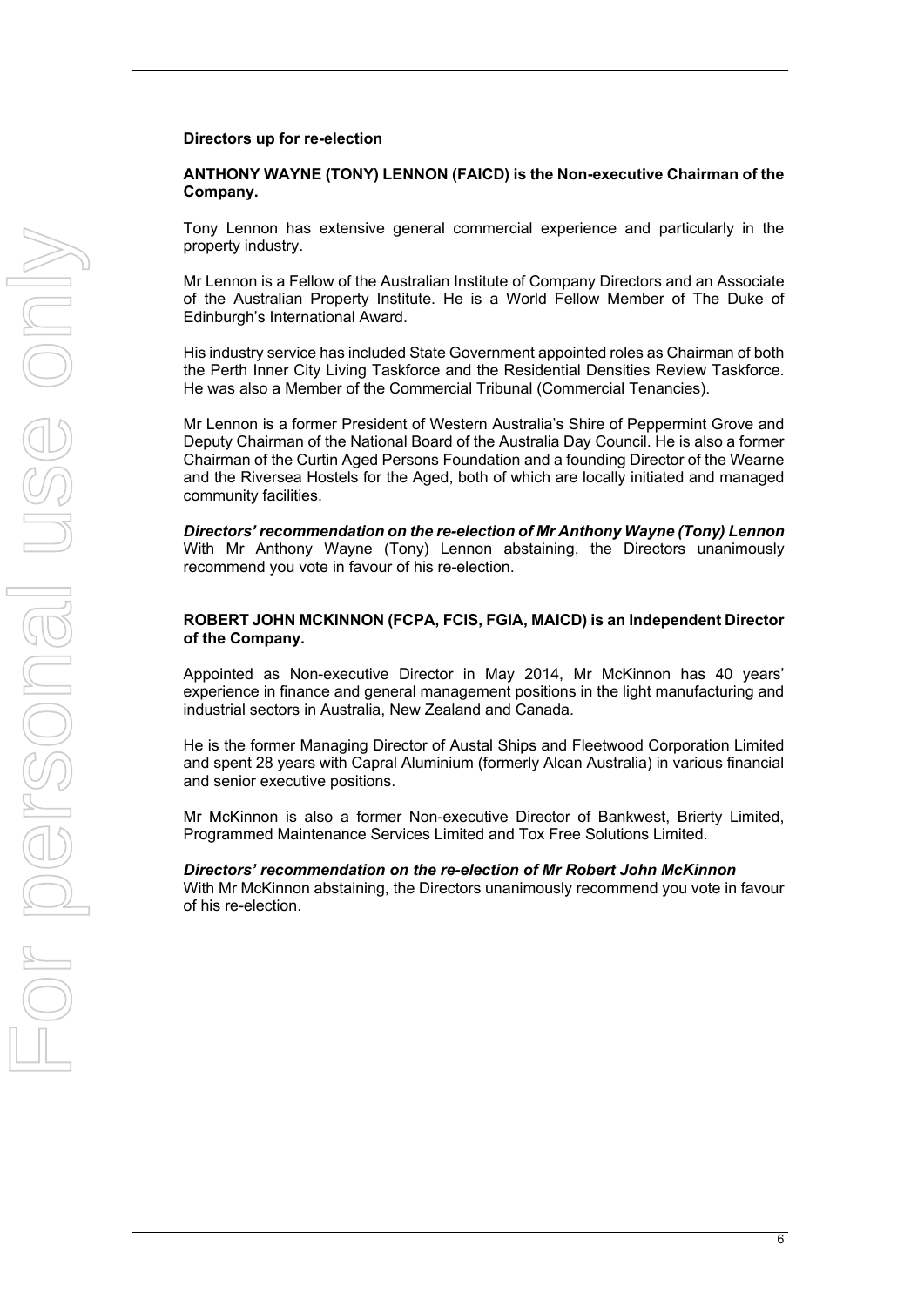**Directors up for re-election**

**ANTHONY WAYNE (TONY) LENNON (FAICD) is the Non-executive Chairman of the Company.**

Tony Lennon has extensive general commercial experience and particularly in the property industry.

Mr Lennon is a Fellow of the Australian Institute of Company Directors and an Associate of the Australian Property Institute. He is a World Fellow Member of The Duke of Edinburgh's International Award.

His industry service has included State Government appointed roles as Chairman of both the Perth Inner City Living Taskforce and the Residential Densities Review Taskforce. He was also a Member of the Commercial Tribunal (Commercial Tenancies).

Mr Lennon is a former President of Western Australia's Shire of Peppermint Grove and Deputy Chairman of the National Board of the Australia Day Council. He is also a former Chairman of the Curtin Aged Persons Foundation and a founding Director of the Wearne and the Riversea Hostels for the Aged, both of which are locally initiated and managed community facilities.

***Directors' recommendation on the re-election of Mr Anthony Wayne (Tony) Lennon***
With Mr Anthony Wayne (Tony) Lennon abstaining, the Directors unanimously recommend you vote in favour of his re-election.

**ROBERT JOHN MCKINNON (FCPA, FCIS, FGIA, MAICD) is an Independent Director of the Company.**

Appointed as Non-executive Director in May 2014, Mr McKinnon has 40 years' experience in finance and general management positions in the light manufacturing and industrial sectors in Australia, New Zealand and Canada.

He is the former Managing Director of Austal Ships and Fleetwood Corporation Limited and spent 28 years with Capral Aluminium (formerly Alcan Australia) in various financial and senior executive positions.

Mr McKinnon is also a former Non-executive Director of Bankwest, Brierty Limited, Programmed Maintenance Services Limited and Tox Free Solutions Limited.

***Directors' recommendation on the re-election of Mr Robert John McKinnon***
With Mr McKinnon abstaining, the Directors unanimously recommend you vote in favour of his re-election.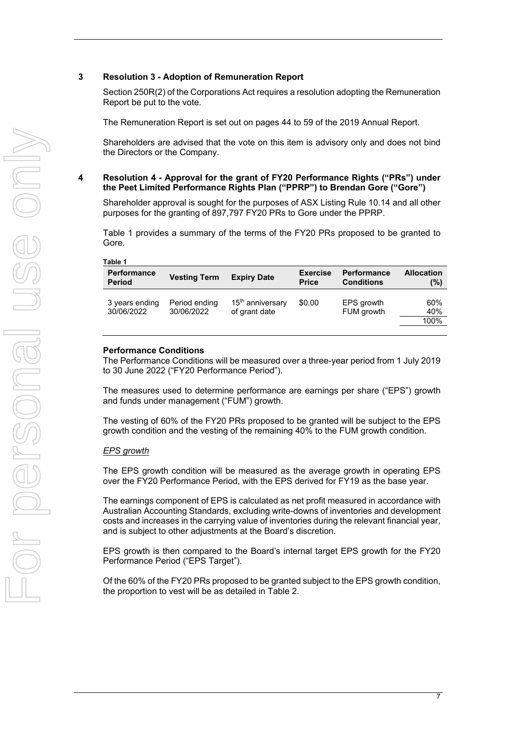## 3 Resolution 3 - Adoption of Remuneration Report

Section 250R(2) of the Corporations Act requires a resolution adopting the Remuneration Report be put to the vote.

The Remuneration Report is set out on pages 44 to 59 of the 2019 Annual Report.

Shareholders are advised that the vote on this item is advisory only and does not bind the Directors or the Company.

## 4 Resolution 4 - Approval for the grant of FY20 Performance Rights ("PRs") under the Peet Limited Performance Rights Plan ("PPRP") to Brendan Gore ("Gore")

Shareholder approval is sought for the purposes of ASX Listing Rule 10.14 and all other purposes for the granting of 897,797 FY20 PRs to Gore under the PPRP.

Table 1 provides a summary of the terms of the FY20 PRs proposed to be granted to Gore.

**Table 1**

| Performance Period | Vesting Term | Expiry Date | Exercise Price | Performance Conditions | Allocation (%) |
|---|---|---|---|---|---|
| 3 years ending 30/06/2022 | Period ending 30/06/2022 | 15th anniversary of grant date | \$0.00 | EPS growth | 60% |
| | | | | FUM growth | 40% |
| | | | | | 100% |

**Performance Conditions**

The Performance Conditions will be measured over a three-year period from 1 July 2019 to 30 June 2022 ("FY20 Performance Period").

The measures used to determine performance are earnings per share ("EPS") growth and funds under management ("FUM") growth.

The vesting of 60% of the FY20 PRs proposed to be granted will be subject to the EPS growth condition and the vesting of the remaining 40% to the FUM growth condition.

*EPS growth*

The EPS growth condition will be measured as the average growth in operating EPS over the FY20 Performance Period, with the EPS derived for FY19 as the base year.

The earnings component of EPS is calculated as net profit measured in accordance with Australian Accounting Standards, excluding write-downs of inventories and development costs and increases in the carrying value of inventories during the relevant financial year, and is subject to other adjustments at the Board's discretion.

EPS growth is then compared to the Board's internal target EPS growth for the FY20 Performance Period ("EPS Target").

Of the 60% of the FY20 PRs proposed to be granted subject to the EPS growth condition, the proportion to vest will be as detailed in Table 2.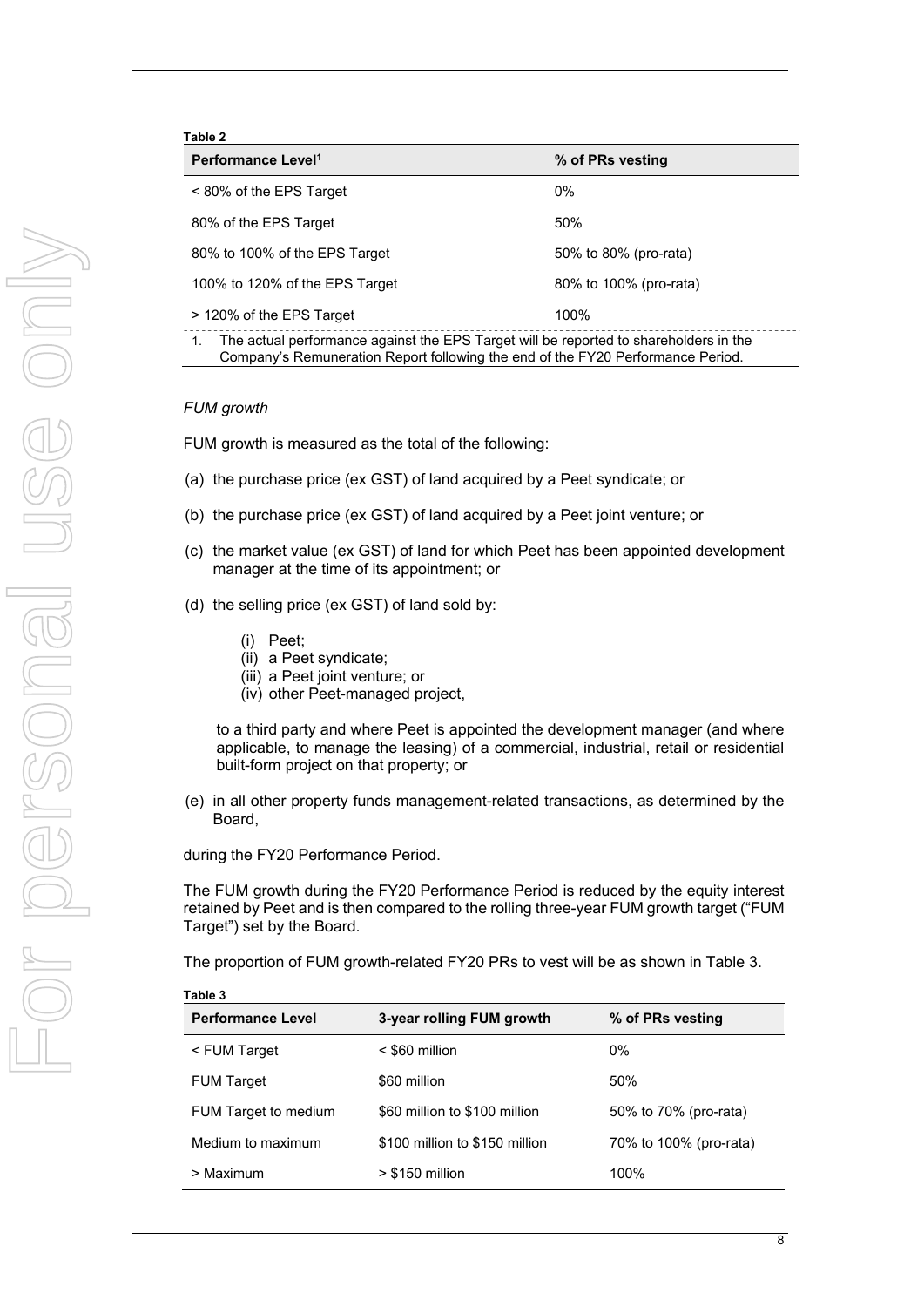**Table 2**

| Performance Level[1] | % of PRs vesting |
| --- | --- |
| < 80% of the EPS Target | 0% |
| 80% of the EPS Target | 50% |
| 80% to 100% of the EPS Target | 50% to 80% (pro-rata) |
| 100% to 120% of the EPS Target | 80% to 100% (pro-rata) |
| > 120% of the EPS Target | 100% |

1. The actual performance against the EPS Target will be reported to shareholders in the Company's Remuneration Report following the end of the FY20 Performance Period.

*FUM growth*

FUM growth is measured as the total of the following:

(a) the purchase price (ex GST) of land acquired by a Peet syndicate; or

(b) the purchase price (ex GST) of land acquired by a Peet joint venture; or

(c) the market value (ex GST) of land for which Peet has been appointed development manager at the time of its appointment; or

(d) the selling price (ex GST) of land sold by:

- (i) Peet;
- (ii) a Peet syndicate;
- (iii) a Peet joint venture; or
- (iv) other Peet-managed project,

to a third party and where Peet is appointed the development manager (and where applicable, to manage the leasing) of a commercial, industrial, retail or residential built-form project on that property; or

(e) in all other property funds management-related transactions, as determined by the Board,

during the FY20 Performance Period.

The FUM growth during the FY20 Performance Period is reduced by the equity interest retained by Peet and is then compared to the rolling three-year FUM growth target ("FUM Target") set by the Board.

The proportion of FUM growth-related FY20 PRs to vest will be as shown in Table 3.

**Table 3**

| Performance Level | 3-year rolling FUM growth | % of PRs vesting |
| --- | --- | --- |
| < FUM Target | < $60 million | 0% |
| FUM Target | $60 million | 50% |
| FUM Target to medium | $60 million to $100 million | 50% to 70% (pro-rata) |
| Medium to maximum | $100 million to $150 million | 70% to 100% (pro-rata) |
| > Maximum | > $150 million | 100% |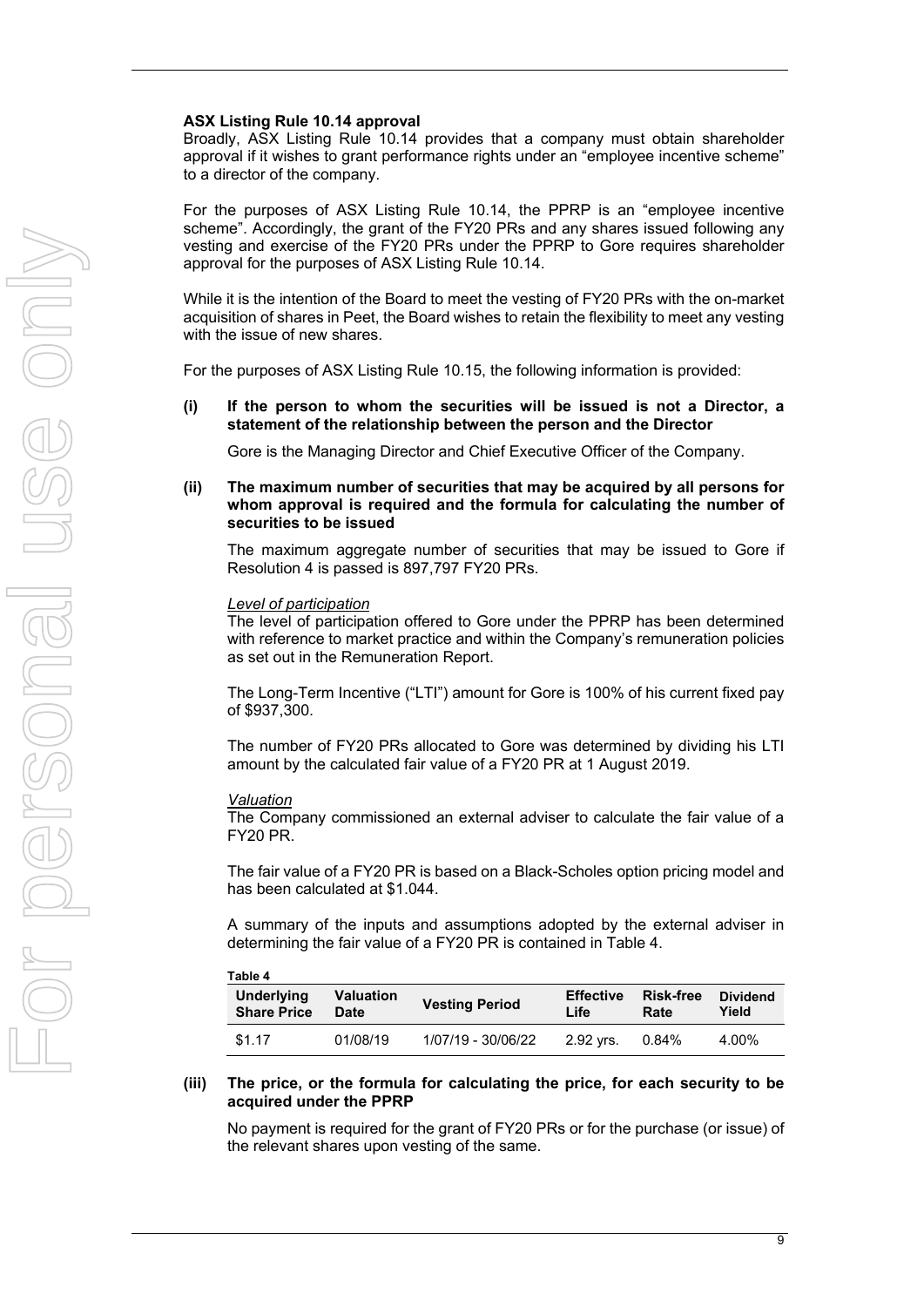**ASX Listing Rule 10.14 approval**

Broadly, ASX Listing Rule 10.14 provides that a company must obtain shareholder approval if it wishes to grant performance rights under an "employee incentive scheme" to a director of the company.

For the purposes of ASX Listing Rule 10.14, the PPRP is an "employee incentive scheme". Accordingly, the grant of the FY20 PRs and any shares issued following any vesting and exercise of the FY20 PRs under the PPRP to Gore requires shareholder approval for the purposes of ASX Listing Rule 10.14.

While it is the intention of the Board to meet the vesting of FY20 PRs with the on-market acquisition of shares in Peet, the Board wishes to retain the flexibility to meet any vesting with the issue of new shares.

For the purposes of ASX Listing Rule 10.15, the following information is provided:

**(i) If the person to whom the securities will be issued is not a Director, a statement of the relationship between the person and the Director**

Gore is the Managing Director and Chief Executive Officer of the Company.

**(ii) The maximum number of securities that may be acquired by all persons for whom approval is required and the formula for calculating the number of securities to be issued**

The maximum aggregate number of securities that may be issued to Gore if Resolution 4 is passed is 897,797 FY20 PRs.

*Level of participation*

The level of participation offered to Gore under the PPRP has been determined with reference to market practice and within the Company's remuneration policies as set out in the Remuneration Report.

The Long-Term Incentive ("LTI") amount for Gore is 100% of his current fixed pay of $937,300.

The number of FY20 PRs allocated to Gore was determined by dividing his LTI amount by the calculated fair value of a FY20 PR at 1 August 2019.

*Valuation*

The Company commissioned an external adviser to calculate the fair value of a FY20 PR.

The fair value of a FY20 PR is based on a Black-Scholes option pricing model and has been calculated at $1.044.

A summary of the inputs and assumptions adopted by the external adviser in determining the fair value of a FY20 PR is contained in Table 4.

**Table 4**

| Underlying Share Price | Valuation Date | Vesting Period | Effective Life | Risk-free Rate | Dividend Yield |
|---|---|---|---|---|---|
| $1.17 | 01/08/19 | 1/07/19 - 30/06/22 | 2.92 yrs. | 0.84% | 4.00% |

**(iii) The price, or the formula for calculating the price, for each security to be acquired under the PPRP**

No payment is required for the grant of FY20 PRs or for the purchase (or issue) of the relevant shares upon vesting of the same.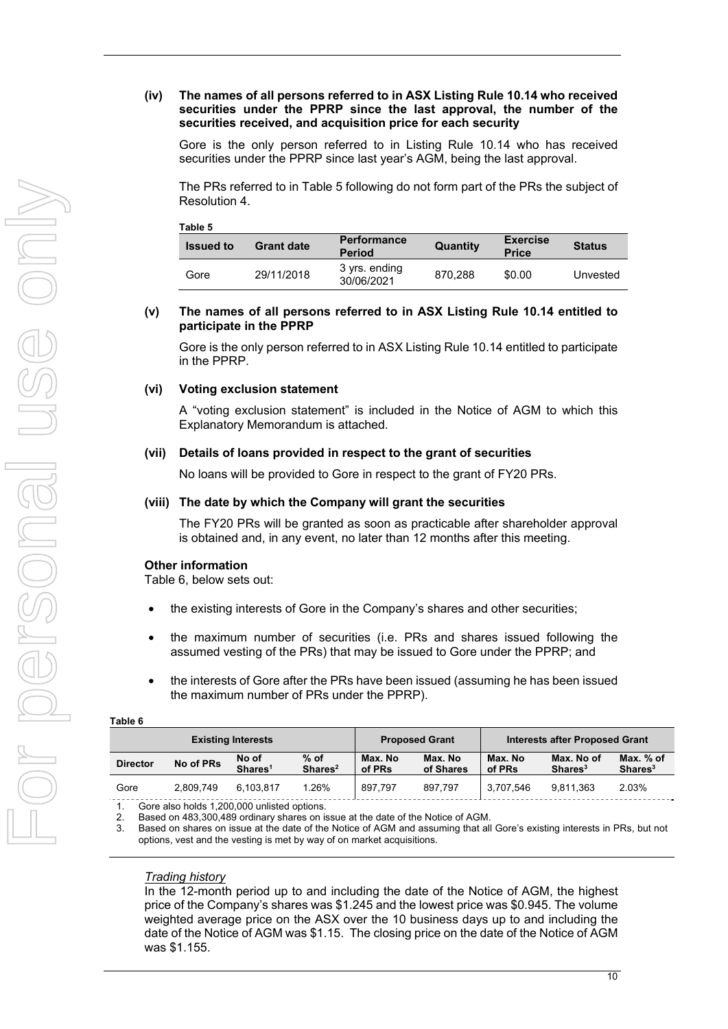**(iv) The names of all persons referred to in ASX Listing Rule 10.14 who received securities under the PPRP since the last approval, the number of the securities received, and acquisition price for each security**

Gore is the only person referred to in Listing Rule 10.14 who has received securities under the PPRP since last year's AGM, being the last approval.

The PRs referred to in Table 5 following do not form part of the PRs the subject of Resolution 4.

**Table 5**

| Issued to | Grant date | Performance Period | Quantity | Exercise Price | Status |
|---|---|---|---|---|---|
| Gore | 29/11/2018 | 3 yrs. ending 30/06/2021 | 870,288 | \$0.00 | Unvested |

**(v) The names of all persons referred to in ASX Listing Rule 10.14 entitled to participate in the PPRP**

Gore is the only person referred to in ASX Listing Rule 10.14 entitled to participate in the PPRP.

**(vi) Voting exclusion statement**

A "voting exclusion statement" is included in the Notice of AGM to which this Explanatory Memorandum is attached.

**(vii) Details of loans provided in respect to the grant of securities**

No loans will be provided to Gore in respect to the grant of FY20 PRs.

**(viii) The date by which the Company will grant the securities**

The FY20 PRs will be granted as soon as practicable after shareholder approval is obtained and, in any event, no later than 12 months after this meeting.

**Other information**

Table 6, below sets out:

- the existing interests of Gore in the Company's shares and other securities;
- the maximum number of securities (i.e. PRs and shares issued following the assumed vesting of the PRs) that may be issued to Gore under the PPRP; and
- the interests of Gore after the PRs have been issued (assuming he has been issued the maximum number of PRs under the PPRP).

**Table 6**

| Existing Interests | | | | Proposed Grant | | Interests after Proposed Grant | | |
|---|---|---|---|---|---|---|---|---|
| Director | No of PRs | No of Shares[1] | % of Shares[2] | Max. No of PRs | Max. No of Shares | Max. No of PRs | Max. No of Shares[3] | Max. % of Shares[3] |
| Gore | 2,809,749 | 6,103,817 | 1.26% | 897,797 | 897,797 | 3,707,546 | 9,811,363 | 2.03% |

1. Gore also holds 1,200,000 unlisted options.
2. Based on 483,300,489 ordinary shares on issue at the date of the Notice of AGM.
3. Based on shares on issue at the date of the Notice of AGM and assuming that all Gore's existing interests in PRs, but not options, vest and the vesting is met by way of on market acquisitions.

*Trading history*

In the 12-month period up to and including the date of the Notice of AGM, the highest price of the Company's shares was \$1.245 and the lowest price was \$0.945. The volume weighted average price on the ASX over the 10 business days up to and including the date of the Notice of AGM was \$1.15. The closing price on the date of the Notice of AGM was \$1.155.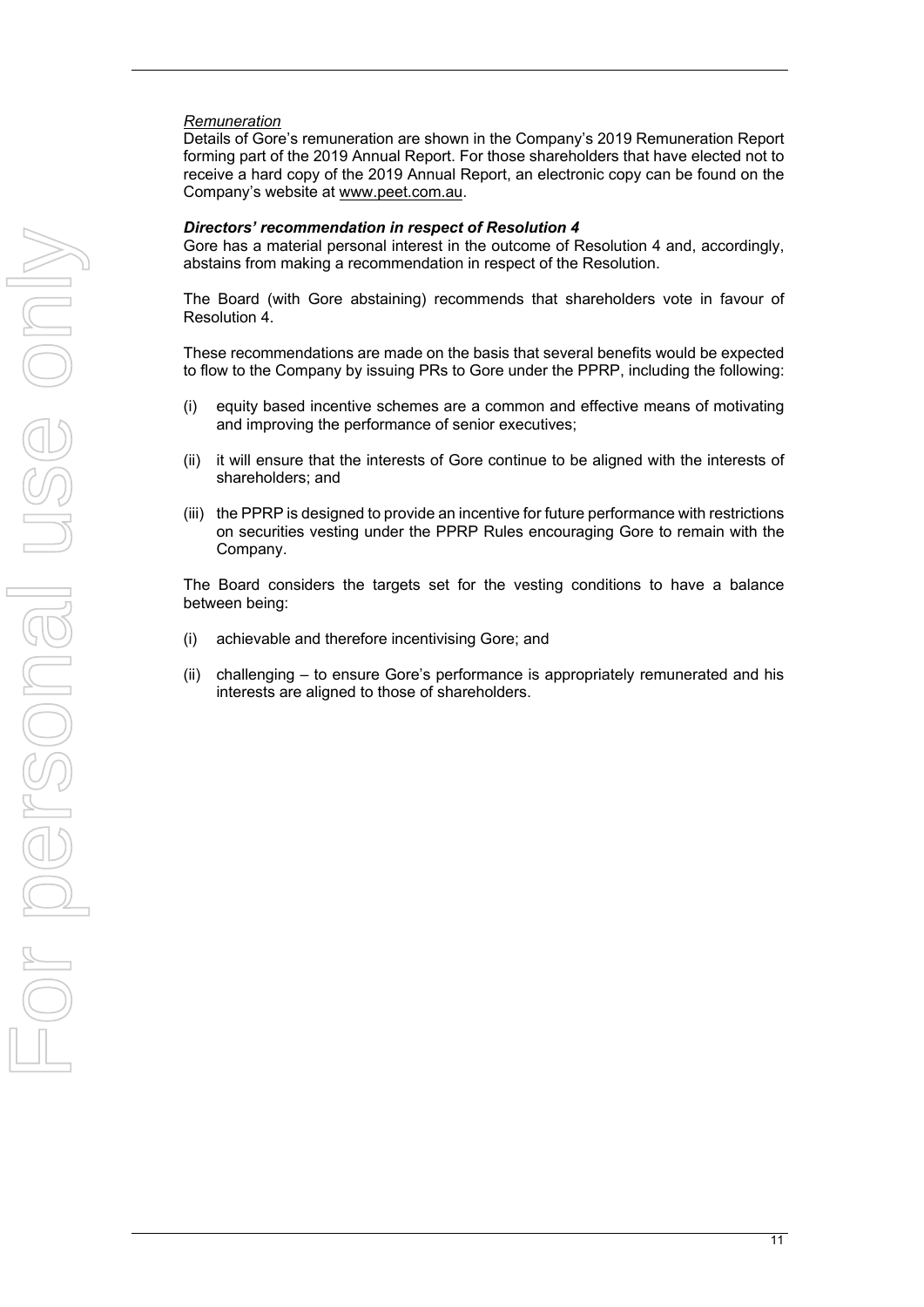*Remuneration*

Details of Gore's remuneration are shown in the Company's 2019 Remuneration Report forming part of the 2019 Annual Report. For those shareholders that have elected not to receive a hard copy of the 2019 Annual Report, an electronic copy can be found on the Company's website at www.peet.com.au.

***Directors' recommendation in respect of Resolution 4***

Gore has a material personal interest in the outcome of Resolution 4 and, accordingly, abstains from making a recommendation in respect of the Resolution.

The Board (with Gore abstaining) recommends that shareholders vote in favour of Resolution 4.

These recommendations are made on the basis that several benefits would be expected to flow to the Company by issuing PRs to Gore under the PPRP, including the following:

(i) equity based incentive schemes are a common and effective means of motivating and improving the performance of senior executives;

(ii) it will ensure that the interests of Gore continue to be aligned with the interests of shareholders; and

(iii) the PPRP is designed to provide an incentive for future performance with restrictions on securities vesting under the PPRP Rules encouraging Gore to remain with the Company.

The Board considers the targets set for the vesting conditions to have a balance between being:

(i) achievable and therefore incentivising Gore; and

(ii) challenging – to ensure Gore's performance is appropriately remunerated and his interests are aligned to those of shareholders.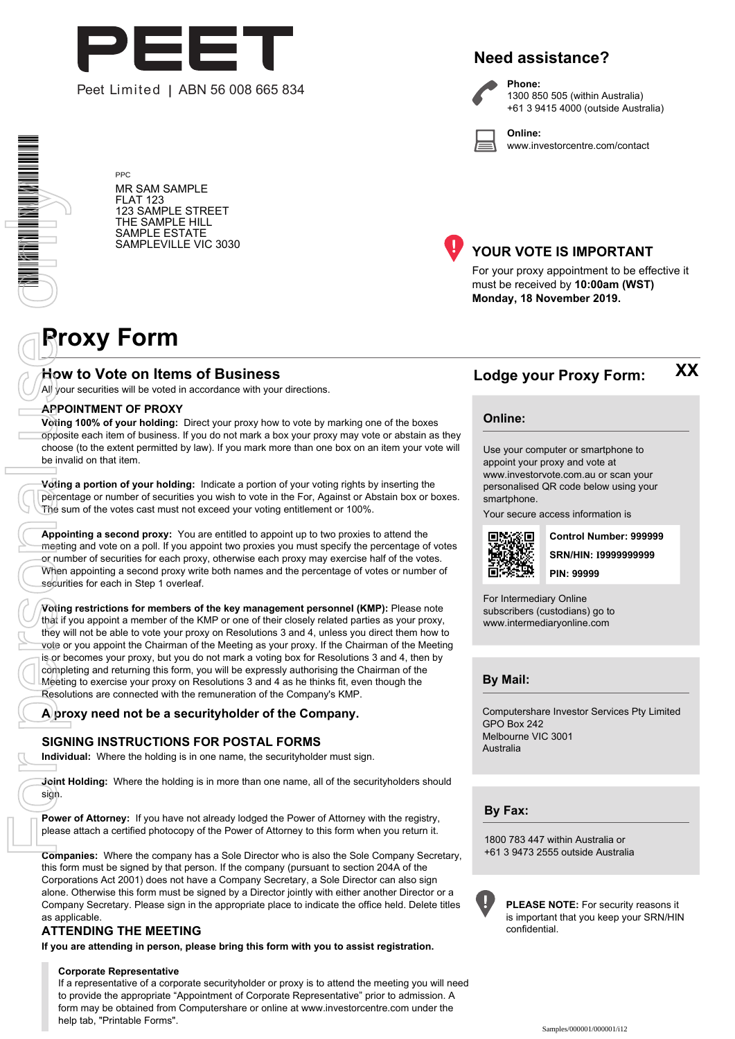PEET

Peet Limited | ABN 56 008 665 834

## Need assistance?

**Phone:**
1300 850 505 (within Australia)
+61 3 9415 4000 (outside Australia)

**Online:**
www.investorcentre.com/contact

PPC

MR SAM SAMPLE
FLAT 123
123 SAMPLE STREET
THE SAMPLE HILL
SAMPLE ESTATE
SAMPLEVILLE VIC 3030

## YOUR VOTE IS IMPORTANT

For your proxy appointment to be effective it must be received by **10:00am (WST) Monday, 18 November 2019.**

# Proxy Form

## How to Vote on Items of Business

All your securities will be voted in accordance with your directions.

### APPOINTMENT OF PROXY

**Voting 100% of your holding:** Direct your proxy how to vote by marking one of the boxes opposite each item of business. If you do not mark a box your proxy may vote or abstain as they choose (to the extent permitted by law). If you mark more than one box on an item your vote will be invalid on that item.

**Voting a portion of your holding:** Indicate a portion of your voting rights by inserting the percentage or number of securities you wish to vote in the For, Against or Abstain box or boxes. The sum of the votes cast must not exceed your voting entitlement or 100%.

**Appointing a second proxy:** You are entitled to appoint up to two proxies to attend the meeting and vote on a poll. If you appoint two proxies you must specify the percentage of votes or number of securities for each proxy, otherwise each proxy may exercise half of the votes. When appointing a second proxy write both names and the percentage of votes or number of securities for each in Step 1 overleaf.

**Voting restrictions for members of the key management personnel (KMP):** Please note that if you appoint a member of the KMP or one of their closely related parties as your proxy, they will not be able to vote your proxy on Resolutions 3 and 4, unless you direct them how to vote or you appoint the Chairman of the Meeting as your proxy. If the Chairman of the Meeting is or becomes your proxy, but you do not mark a voting box for Resolutions 3 and 4, then by completing and returning this form, you will be expressly authorising the Chairman of the Meeting to exercise your proxy on Resolutions 3 and 4 as he thinks fit, even though the Resolutions are connected with the remuneration of the Company's KMP.

**A proxy need not be a securityholder of the Company.**

### SIGNING INSTRUCTIONS FOR POSTAL FORMS

**Individual:** Where the holding is in one name, the securityholder must sign.

**Joint Holding:** Where the holding is in more than one name, all of the securityholders should sign.

**Power of Attorney:** If you have not already lodged the Power of Attorney with the registry, please attach a certified photocopy of the Power of Attorney to this form when you return it.

**Companies:** Where the company has a Sole Director who is also the Sole Company Secretary, this form must be signed by that person. If the company (pursuant to section 204A of the Corporations Act 2001) does not have a Company Secretary, a Sole Director can also sign alone. Otherwise this form must be signed by a Director jointly with either another Director or a Company Secretary. Please sign in the appropriate place to indicate the office held. Delete titles as applicable.

### ATTENDING THE MEETING

**If you are attending in person, please bring this form with you to assist registration.**

**Corporate Representative**
If a representative of a corporate securityholder or proxy is to attend the meeting you will need to provide the appropriate "Appointment of Corporate Representative" prior to admission. A form may be obtained from Computershare or online at www.investorcentre.com under the help tab, "Printable Forms".

## Lodge your Proxy Form:

**XX**

### Online:

Use your computer or smartphone to appoint your proxy and vote at www.investorvote.com.au or scan your personalised QR code below using your smartphone.

Your secure access information is

**Control Number: 999999**
**SRN/HIN: I9999999999**
**PIN: 99999**

For Intermediary Online subscribers (custodians) go to www.intermediaryonline.com

### By Mail:

Computershare Investor Services Pty Limited
GPO Box 242
Melbourne VIC 3001
Australia

### By Fax:

1800 783 447 within Australia or
+61 3 9473 2555 outside Australia

**PLEASE NOTE:** For security reasons it is important that you keep your SRN/HIN confidential.

Samples/000001/000001/i12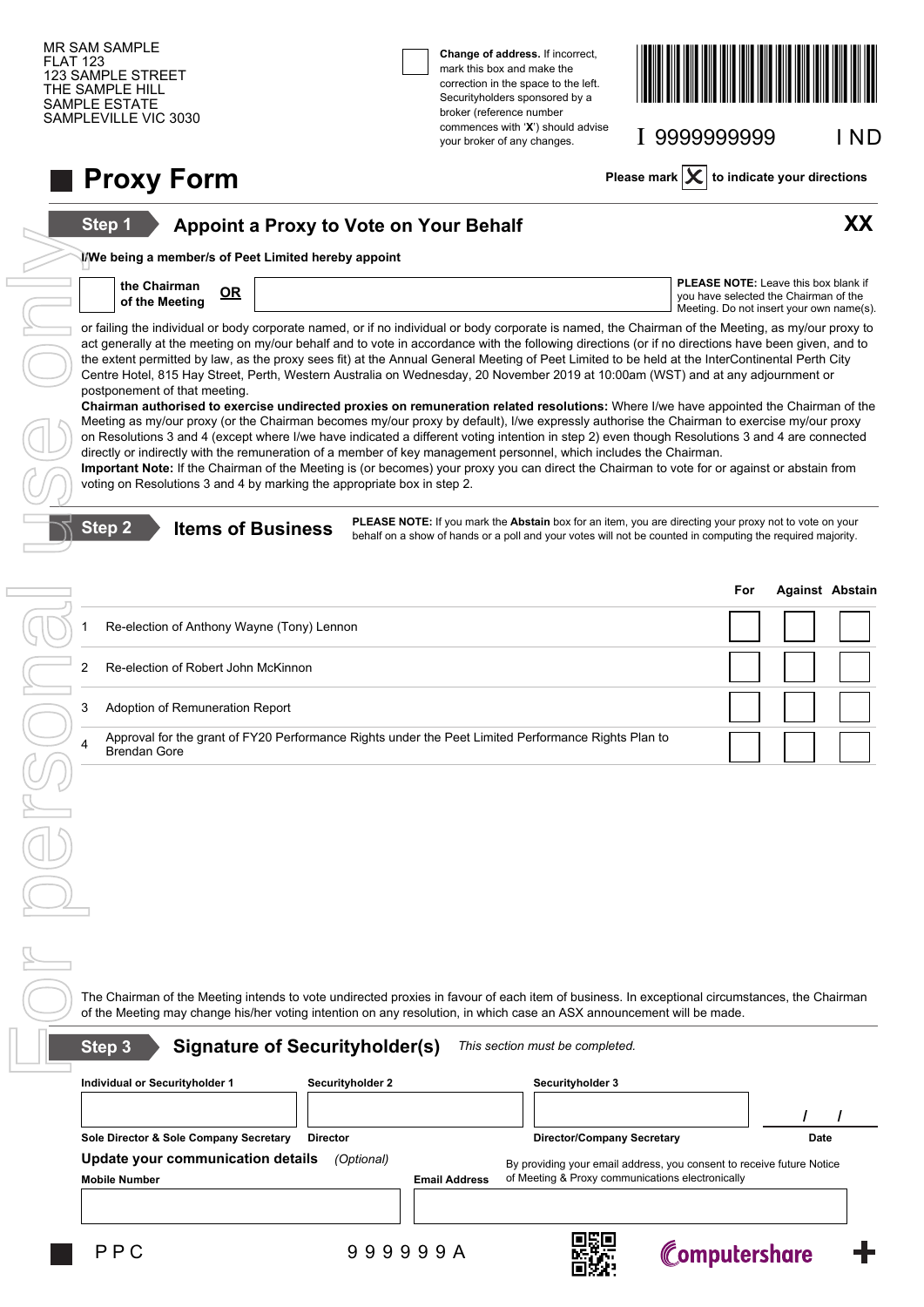MR SAM SAMPLE
FLAT 123
123 SAMPLE STREET
THE SAMPLE HILL
SAMPLE ESTATE
SAMPLEVILLE VIC 3030

☐ **Change of address.** If incorrect, mark this box and make the correction in the space to the left. Securityholders sponsored by a broker (reference number commences with '**X**') should advise your broker of any changes.

I 9999999999 I ND

# Proxy Form

Please mark ☒ to indicate your directions

## Step 1 Appoint a Proxy to Vote on Your Behalf

**XX**

**I/We being a member/s of Peet Limited hereby appoint**

☐ **the Chairman of the Meeting** **OR** ____________________

**PLEASE NOTE:** Leave this box blank if you have selected the Chairman of the Meeting. Do not insert your own name(s).

or failing the individual or body corporate named, or if no individual or body corporate is named, the Chairman of the Meeting, as my/our proxy to act generally at the meeting on my/our behalf and to vote in accordance with the following directions (or if no directions have been given, and to the extent permitted by law, as the proxy sees fit) at the Annual General Meeting of Peet Limited to be held at the InterContinental Perth City Centre Hotel, 815 Hay Street, Perth, Western Australia on Wednesday, 20 November 2019 at 10:00am (WST) and at any adjournment or postponement of that meeting.

**Chairman authorised to exercise undirected proxies on remuneration related resolutions:** Where I/we have appointed the Chairman of the Meeting as my/our proxy (or the Chairman becomes my/our proxy by default), I/we expressly authorise the Chairman to exercise my/our proxy on Resolutions 3 and 4 (except where I/we have indicated a different voting intention in step 2) even though Resolutions 3 and 4 are connected directly or indirectly with the remuneration of a member of key management personnel, which includes the Chairman.

**Important Note:** If the Chairman of the Meeting is (or becomes) your proxy you can direct the Chairman to vote for or against or abstain from voting on Resolutions 3 and 4 by marking the appropriate box in step 2.

## Step 2 Items of Business

**PLEASE NOTE:** If you mark the **Abstain** box for an item, you are directing your proxy not to vote on your behalf on a show of hands or a poll and your votes will not be counted in computing the required majority.

| | | For | Against | Abstain |
|---|---|---|---|---|
| 1 | Re-election of Anthony Wayne (Tony) Lennon | ☐ | ☐ | ☐ |
| 2 | Re-election of Robert John McKinnon | ☐ | ☐ | ☐ |
| 3 | Adoption of Remuneration Report | ☐ | ☐ | ☐ |
| 4 | Approval for the grant of FY20 Performance Rights under the Peet Limited Performance Rights Plan to Brendan Gore | ☐ | ☐ | ☐ |

The Chairman of the Meeting intends to vote undirected proxies in favour of each item of business. In exceptional circumstances, the Chairman of the Meeting may change his/her voting intention on any resolution, in which case an ASX announcement will be made.

## Step 3 Signature of Securityholder(s)

*This section must be completed.*

| Individual or Securityholder 1 | Securityholder 2 | Securityholder 3 | |
|---|---|---|---|
| | | | / / |
| Sole Director & Sole Company Secretary | Director | Director/Company Secretary | Date |

**Update your communication details** *(Optional)*

| Mobile Number | Email Address |
|---|---|
| | |

By providing your email address, you consent to receive future Notice of Meeting & Proxy communications electronically

PPC 999999A

Computershare

For personal use only